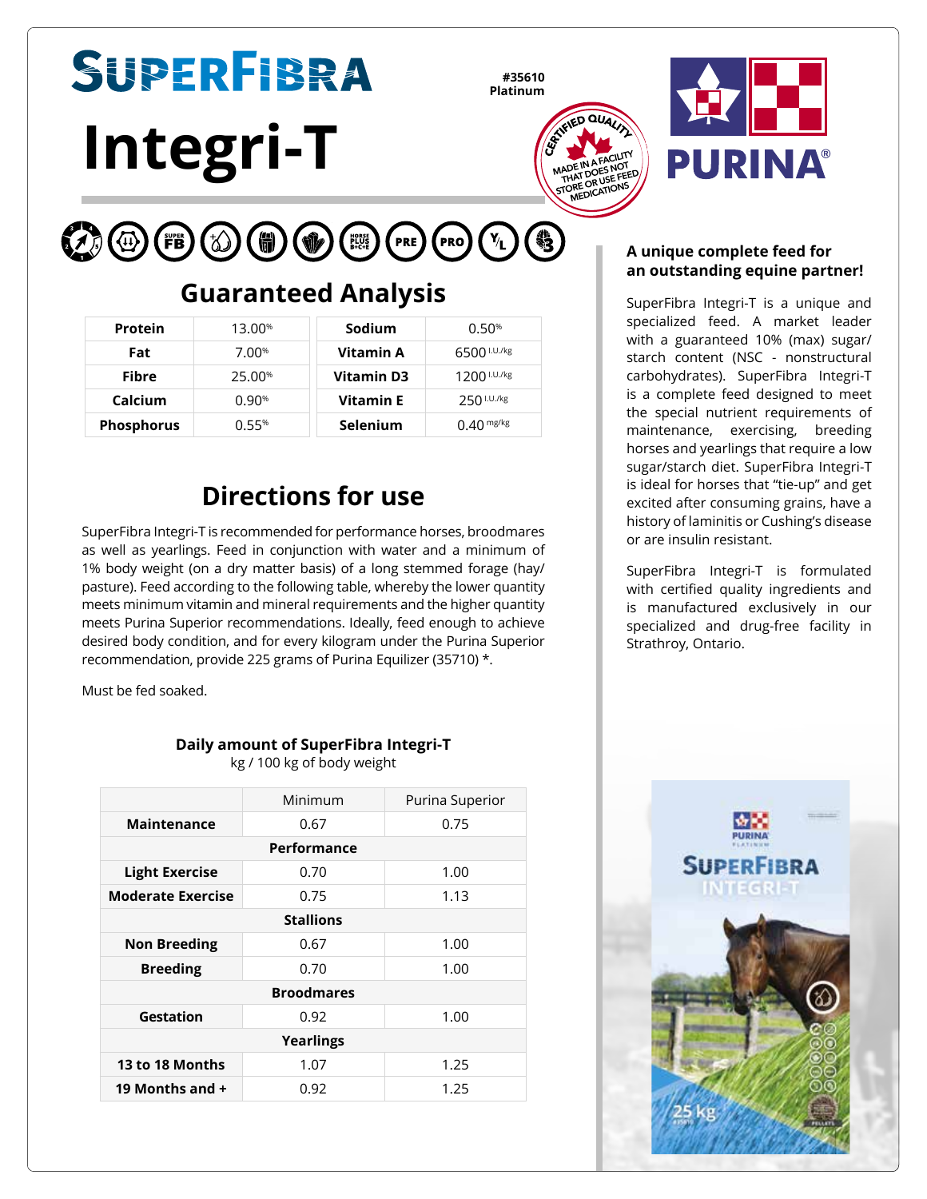# SuperFibra

# Integri-T

#35610
Platinum

CERTIFIED QUALITY
MADE IN A FACILITY THAT DOES NOT STORE OR USE FEED MEDICATIONS

PURINA®

## Guaranteed Analysis

| | | | | |
|---|---|---|---|---|
| **Protein** | 13.00% | | **Sodium** | 0.50% |
| **Fat** | 7.00% | | **Vitamin A** | 6500 I.U./kg |
| **Fibre** | 25.00% | | **Vitamin D3** | 1200 I.U./kg |
| **Calcium** | 0.90% | | **Vitamin E** | 250 I.U./kg |
| **Phosphorus** | 0.55% | | **Selenium** | 0.40 mg/kg |

## Directions for use

SuperFibra Integri-T is recommended for performance horses, broodmares as well as yearlings. Feed in conjunction with water and a minimum of 1% body weight (on a dry matter basis) of a long stemmed forage (hay/ pasture). Feed according to the following table, whereby the lower quantity meets minimum vitamin and mineral requirements and the higher quantity meets Purina Superior recommendations. Ideally, feed enough to achieve desired body condition, and for every kilogram under the Purina Superior recommendation, provide 225 grams of Purina Equilizer (35710) *.

Must be fed soaked.

**Daily amount of SuperFibra Integri-T**
kg / 100 kg of body weight

| | Minimum | Purina Superior |
|---|---|---|
| **Maintenance** | 0.67 | 0.75 |
| **Performance** | | |
| **Light Exercise** | 0.70 | 1.00 |
| **Moderate Exercise** | 0.75 | 1.13 |
| **Stallions** | | |
| **Non Breeding** | 0.67 | 1.00 |
| **Breeding** | 0.70 | 1.00 |
| **Broodmares** | | |
| **Gestation** | 0.92 | 1.00 |
| **Yearlings** | | |
| **13 to 18 Months** | 1.07 | 1.25 |
| **19 Months and +** | 0.92 | 1.25 |

### A unique complete feed for an outstanding equine partner!

SuperFibra Integri-T is a unique and specialized feed. A market leader with a guaranteed 10% (max) sugar/ starch content (NSC - nonstructural carbohydrates). SuperFibra Integri-T is a complete feed designed to meet the special nutrient requirements of maintenance, exercising, breeding horses and yearlings that require a low sugar/starch diet. SuperFibra Integri-T is ideal for horses that "tie-up" and get excited after consuming grains, have a history of laminitis or Cushing's disease or are insulin resistant.

SuperFibra Integri-T is formulated with certified quality ingredients and is manufactured exclusively in our specialized and drug-free facility in Strathroy, Ontario.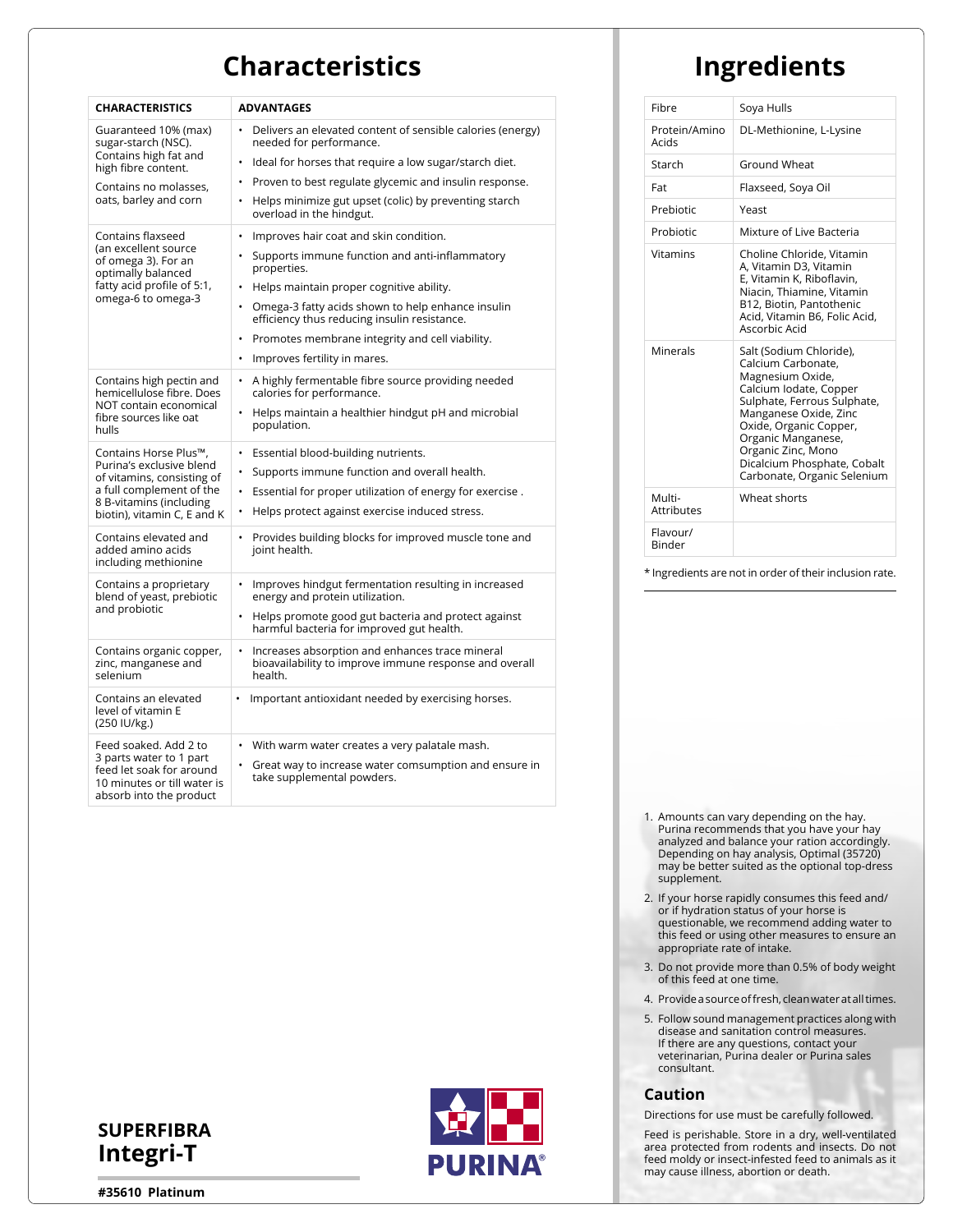# Characteristics

| CHARACTERISTICS | ADVANTAGES |
|---|---|
| Guaranteed 10% (max) sugar-starch (NSC). Contains high fat and high fibre content. Contains no molasses, oats, barley and corn | • Delivers an elevated content of sensible calories (energy) needed for performance. • Ideal for horses that require a low sugar/starch diet. • Proven to best regulate glycemic and insulin response. • Helps minimize gut upset (colic) by preventing starch overload in the hindgut. |
| Contains flaxseed (an excellent source of omega 3). For an optimally balanced fatty acid profile of 5:1, omega-6 to omega-3 | • Improves hair coat and skin condition. • Supports immune function and anti-inflammatory properties. • Helps maintain proper cognitive ability. • Omega-3 fatty acids shown to help enhance insulin efficiency thus reducing insulin resistance. • Promotes membrane integrity and cell viability. • Improves fertility in mares. |
| Contains high pectin and hemicellulose fibre. Does NOT contain economical fibre sources like oat hulls | • A highly fermentable fibre source providing needed calories for performance. • Helps maintain a healthier hindgut pH and microbial population. |
| Contains Horse Plus™, Purina's exclusive blend of vitamins, consisting of a full complement of the 8 B-vitamins (including biotin), vitamin C, E and K | • Essential blood-building nutrients. • Supports immune function and overall health. • Essential for proper utilization of energy for exercise . • Helps protect against exercise induced stress. |
| Contains elevated and added amino acids including methionine | • Provides building blocks for improved muscle tone and joint health. |
| Contains a proprietary blend of yeast, prebiotic and probiotic | • Improves hindgut fermentation resulting in increased energy and protein utilization. • Helps promote good gut bacteria and protect against harmful bacteria for improved gut health. |
| Contains organic copper, zinc, manganese and selenium | • Increases absorption and enhances trace mineral bioavailability to improve immune response and overall health. |
| Contains an elevated level of vitamin E (250 IU/kg.) | • Important antioxidant needed by exercising horses. |
| Feed soaked. Add 2 to 3 parts water to 1 part feed let soak for around 10 minutes or till water is absorb into the product | • With warm water creates a very palatable mash. • Great way to increase water comsumption and ensure in take supplemental powders. |

# Ingredients

| | |
|---|---|
| Fibre | Soya Hulls |
| Protein/Amino Acids | DL-Methionine, L-Lysine |
| Starch | Ground Wheat |
| Fat | Flaxseed, Soya Oil |
| Prebiotic | Yeast |
| Probiotic | Mixture of Live Bacteria |
| Vitamins | Choline Chloride, Vitamin A, Vitamin D3, Vitamin E, Vitamin K, Riboflavin, Niacin, Thiamine, Vitamin B12, Biotin, Pantothenic Acid, Vitamin B6, Folic Acid, Ascorbic Acid |
| Minerals | Salt (Sodium Chloride), Calcium Carbonate, Magnesium Oxide, Calcium Iodate, Copper Sulphate, Ferrous Sulphate, Manganese Oxide, Zinc Oxide, Organic Copper, Organic Manganese, Organic Zinc, Mono Dicalcium Phosphate, Cobalt Carbonate, Organic Selenium |
| Multi-Attributes | Wheat shorts |
| Flavour/ Binder | |

* Ingredients are not in order of their inclusion rate.

1. Amounts can vary depending on the hay. Purina recommends that you have your hay analyzed and balance your ration accordingly. Depending on hay analysis, Optimal (35720) may be better suited as the optional top-dress supplement.
2. If your horse rapidly consumes this feed and/or if hydration status of your horse is questionable, we recommend adding water to this feed or using other measures to ensure an appropriate rate of intake.
3. Do not provide more than 0.5% of body weight of this feed at one time.
4. Provide a source of fresh, clean water at all times.
5. Follow sound management practices along with disease and sanitation control measures. If there are any questions, contact your veterinarian, Purina dealer or Purina sales consultant.

## Caution

Directions for use must be carefully followed.

Feed is perishable. Store in a dry, well-ventilated area protected from rodents and insects. Do not feed moldy or insect-infested feed to animals as it may cause illness, abortion or death.

**SUPERFIBRA**
**Integri-T**

**#35610 Platinum**

PURINA®